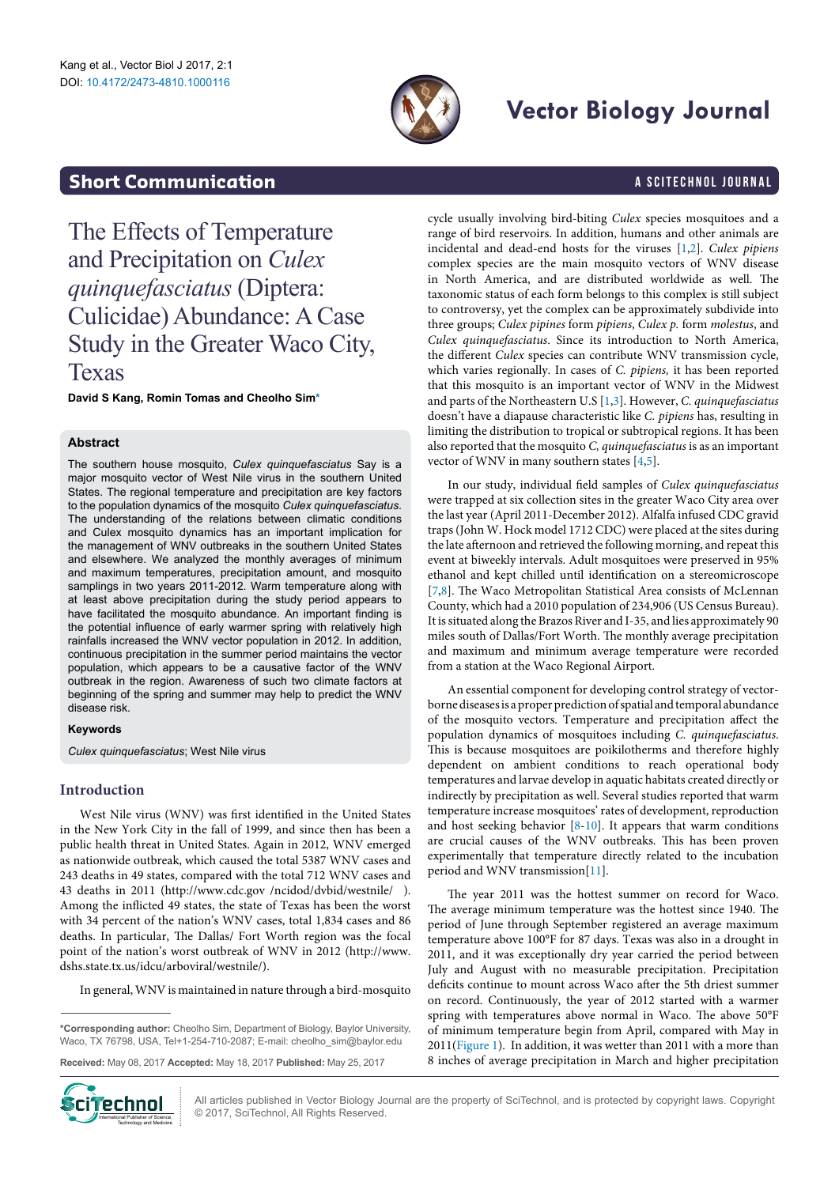Short Communication

# The Effects of Temperature and Precipitation on *Culex quinquefasciatus* (Diptera: Culicidae) Abundance: A Case Study in the Greater Waco City, Texas

**David S Kang, Romin Tomas and Cheolho Sim***

## Abstract

The southern house mosquito, *Culex quinquefasciatus* Say is a major mosquito vector of West Nile virus in the southern United States. The regional temperature and precipitation are key factors to the population dynamics of the mosquito *Culex quinquefasciatus*. The understanding of the relations between climatic conditions and Culex mosquito dynamics has an important implication for the management of WNV outbreaks in the southern United States and elsewhere. We analyzed the monthly averages of minimum and maximum temperatures, precipitation amount, and mosquito samplings in two years 2011-2012. Warm temperature along with at least above precipitation during the study period appears to have facilitated the mosquito abundance. An important finding is the potential influence of early warmer spring with relatively high rainfalls increased the WNV vector population in 2012. In addition, continuous precipitation in the summer period maintains the vector population, which appears to be a causative factor of the WNV outbreak in the region. Awareness of such two climate factors at beginning of the spring and summer may help to predict the WNV disease risk.

### Keywords

*Culex quinquefasciatus*; West Nile virus

## Introduction

West Nile virus (WNV) was first identified in the United States in the New York City in the fall of 1999, and since then has been a public health threat in United States. Again in 2012, WNV emerged as nationwide outbreak, which caused the total 5387 WNV cases and 243 deaths in 49 states, compared with the total 712 WNV cases and 43 deaths in 2011 (http://www.cdc.gov /ncidod/dvbid/westnile/ ). Among the inflicted 49 states, the state of Texas has been the worst with 34 percent of the nation's WNV cases, total 1,834 cases and 86 deaths. In particular, The Dallas/ Fort Worth region was the focal point of the nation's worst outbreak of WNV in 2012 (http://www.dshs.state.tx.us/idcu/arboviral/westnile/).

In general, WNV is maintained in nature through a bird-mosquito cycle usually involving bird-biting *Culex* species mosquitoes and a range of bird reservoirs. In addition, humans and other animals are incidental and dead-end hosts for the viruses [1,2]. *Culex pipiens* complex species are the main mosquito vectors of WNV disease in North America, and are distributed worldwide as well. The taxonomic status of each form belongs to this complex is still subject to controversy, yet the complex can be approximately subdivide into three groups; *Culex pipines* form *pipiens*, *Culex p.* form *molestus*, and *Culex quinquefasciatus*. Since its introduction to North America, the different *Culex* species can contribute WNV transmission cycle, which varies regionally. In cases of *C. pipiens,* it has been reported that this mosquito is an important vector of WNV in the Midwest and parts of the Northeastern U.S [1,3]. However, *C. quinquefasciatus* doesn't have a diapause characteristic like *C. pipiens* has, resulting in limiting the distribution to tropical or subtropical regions. It has been also reported that the mosquito *C, quinquefasciatus* is as an important vector of WNV in many southern states [4,5].

In our study, individual field samples of *Culex quinquefasciatus* were trapped at six collection sites in the greater Waco City area over the last year (April 2011-December 2012). Alfalfa infused CDC gravid traps (John W. Hock model 1712 CDC) were placed at the sites during the late afternoon and retrieved the following morning, and repeat this event at biweekly intervals. Adult mosquitoes were preserved in 95% ethanol and kept chilled until identification on a stereomicroscope [7,8]. The Waco Metropolitan Statistical Area consists of McLennan County, which had a 2010 population of 234,906 (US Census Bureau). It is situated along the Brazos River and I-35, and lies approximately 90 miles south of Dallas/Fort Worth. The monthly average precipitation and maximum and minimum average temperature were recorded from a station at the Waco Regional Airport.

An essential component for developing control strategy of vector-borne diseases is a proper prediction of spatial and temporal abundance of the mosquito vectors. Temperature and precipitation affect the population dynamics of mosquitoes including *C. quinquefasciatus*. This is because mosquitoes are poikilotherms and therefore highly dependent on ambient conditions to reach operational body temperatures and larvae develop in aquatic habitats created directly or indirectly by precipitation as well. Several studies reported that warm temperature increase mosquitoes' rates of development, reproduction and host seeking behavior [8-10]. It appears that warm conditions are crucial causes of the WNV outbreaks. This has been proven experimentally that temperature directly related to the incubation period and WNV transmission[11].

The year 2011 was the hottest summer on record for Waco. The average minimum temperature was the hottest since 1940. The period of June through September registered an average maximum temperature above 100°F for 87 days. Texas was also in a drought in 2011, and it was exceptionally dry year carried the period between July and August with no measurable precipitation. Precipitation deficits continue to mount across Waco after the 5th driest summer on record. Continuously, the year of 2012 started with a warmer spring with temperatures above normal in Waco. The above 50°F of minimum temperature begin from April, compared with May in 2011(Figure 1). In addition, it was wetter than 2011 with a more than 8 inches of average precipitation in March and higher precipitation

---

***Corresponding author:** Cheolho Sim, Department of Biology, Baylor University, Waco, TX 76798, USA, Tel+1-254-710-2087; E-mail: cheolho_sim@baylor.edu

**Received:** May 08, 2017 **Accepted:** May 18, 2017 **Published:** May 25, 2017

All articles published in Vector Biology Journal are the property of SciTechnol, and is protected by copyright laws. Copyright © 2017, SciTechnol, All Rights Reserved.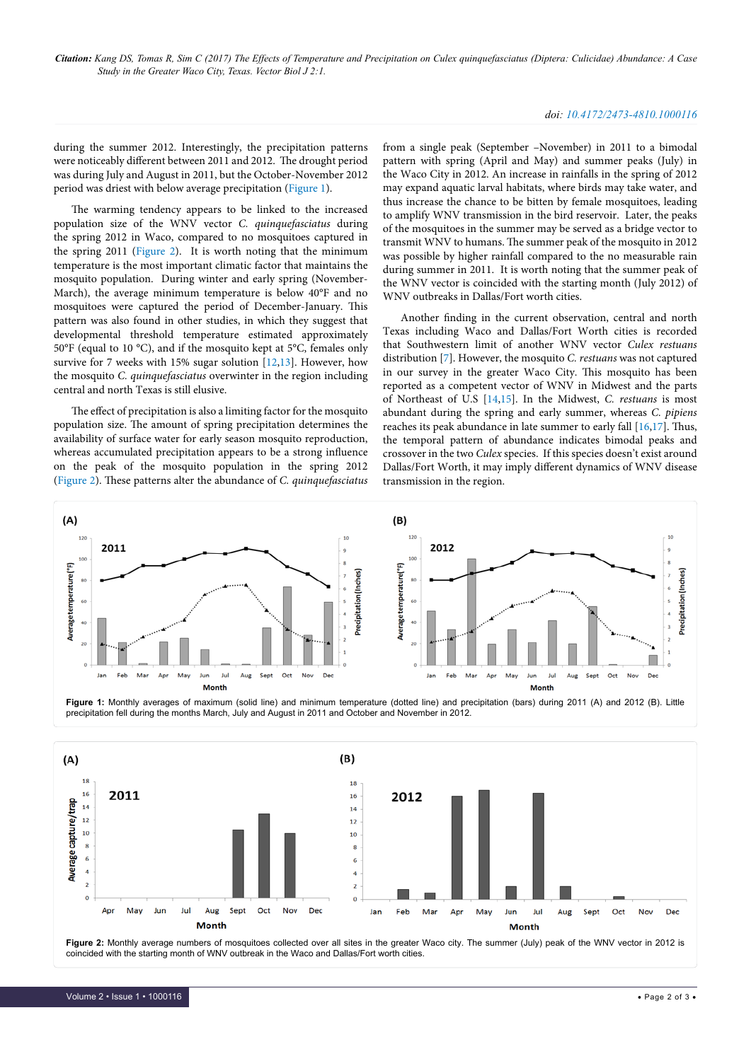during the summer 2012. Interestingly, the precipitation patterns were noticeably different between 2011 and 2012. The drought period was during July and August in 2011, but the October-November 2012 period was driest with below average precipitation (Figure 1).

The warming tendency appears to be linked to the increased population size of the WNV vector *C. quinquefasciatus* during the spring 2012 in Waco, compared to no mosquitoes captured in the spring 2011 (Figure 2). It is worth noting that the minimum temperature is the most important climatic factor that maintains the mosquito population. During winter and early spring (November-March), the average minimum temperature is below 40°F and no mosquitoes were captured the period of December-January. This pattern was also found in other studies, in which they suggest that developmental threshold temperature estimated approximately 50°F (equal to 10 °C), and if the mosquito kept at 5°C, females only survive for 7 weeks with 15% sugar solution [12,13]. However, how the mosquito *C. quinquefasciatus* overwinter in the region including central and north Texas is still elusive.

The effect of precipitation is also a limiting factor for the mosquito population size. The amount of spring precipitation determines the availability of surface water for early season mosquito reproduction, whereas accumulated precipitation appears to be a strong influence on the peak of the mosquito population in the spring 2012 (Figure 2). These patterns alter the abundance of *C. quinquefasciatus* from a single peak (September –November) in 2011 to a bimodal pattern with spring (April and May) and summer peaks (July) in the Waco City in 2012. An increase in rainfalls in the spring of 2012 may expand aquatic larval habitats, where birds may take water, and thus increase the chance to be bitten by female mosquitoes, leading to amplify WNV transmission in the bird reservoir. Later, the peaks of the mosquitoes in the summer may be served as a bridge vector to transmit WNV to humans. The summer peak of the mosquito in 2012 was possible by higher rainfall compared to the no measurable rain during summer in 2011. It is worth noting that the summer peak of the WNV vector is coincided with the starting month (July 2012) of WNV outbreaks in Dallas/Fort worth cities.

Another finding in the current observation, central and north Texas including Waco and Dallas/Fort Worth cities is recorded that Southwestern limit of another WNV vector *Culex restuans* distribution [7]. However, the mosquito *C. restuans* was not captured in our survey in the greater Waco City. This mosquito has been reported as a competent vector of WNV in Midwest and the parts of Northeast of U.S [14,15]. In the Midwest, *C. restuans* is most abundant during the spring and early summer, whereas *C. pipiens* reaches its peak abundance in late summer to early fall [16,17]. Thus, the temporal pattern of abundance indicates bimodal peaks and crossover in the two *Culex* species. If this species doesn't exist around Dallas/Fort Worth, it may imply different dynamics of WNV disease transmission in the region.

**Figure 1:** Monthly averages of maximum (solid line) and minimum temperature (dotted line) and precipitation (bars) during 2011 (A) and 2012 (B). Little precipitation fell during the months March, July and August in 2011 and October and November in 2012.

**Figure 2:** Monthly average numbers of mosquitoes collected over all sites in the greater Waco city. The summer (July) peak of the WNV vector in 2012 is coincided with the starting month of WNV outbreak in the Waco and Dallas/Fort worth cities.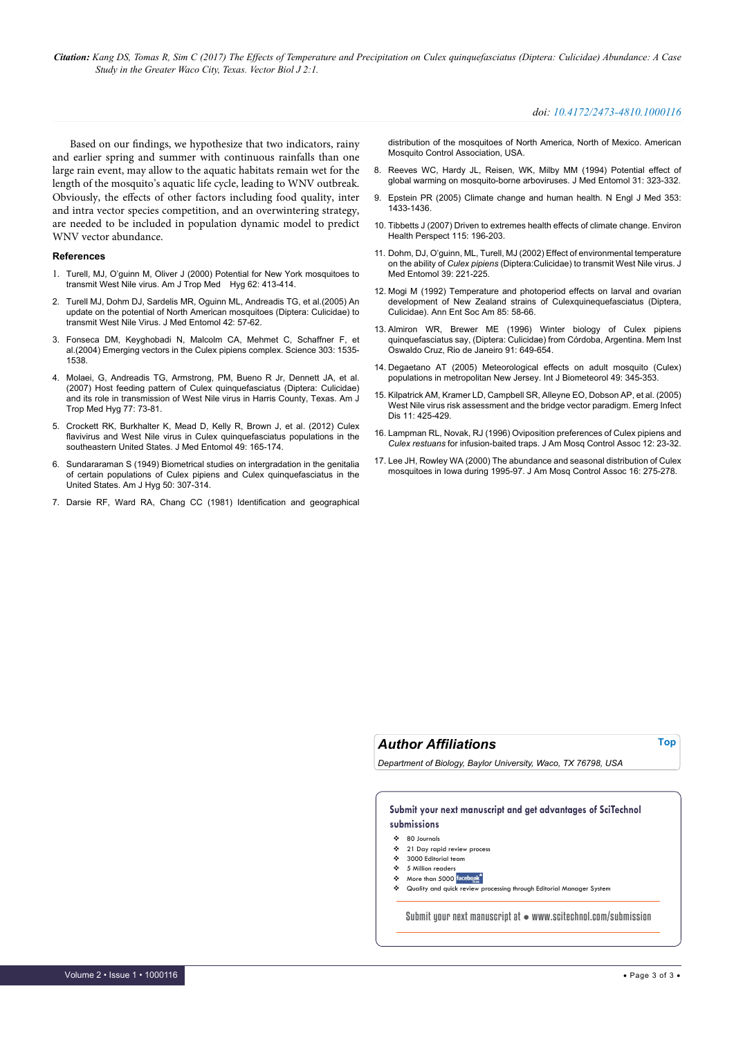Based on our findings, we hypothesize that two indicators, rainy and earlier spring and summer with continuous rainfalls than one large rain event, may allow to the aquatic habitats remain wet for the length of the mosquito's aquatic life cycle, leading to WNV outbreak. Obviously, the effects of other factors including food quality, inter and intra vector species competition, and an overwintering strategy, are needed to be included in population dynamic model to predict WNV vector abundance.

### References

1. Turell, MJ, O'guinn M, Oliver J (2000) Potential for New York mosquitoes to transmit West Nile virus. Am J Trop Med Hyg 62: 413-414.
2. Turell MJ, Dohm DJ, Sardelis MR, Oguinn ML, Andreadis TG, et al.(2005) An update on the potential of North American mosquitoes (Diptera: Culicidae) to transmit West Nile Virus. J Med Entomol 42: 57-62.
3. Fonseca DM, Keyghobadi N, Malcolm CA, Mehmet C, Schaffner F, et al.(2004) Emerging vectors in the Culex pipiens complex. Science 303: 1535-1538.
4. Molaei, G, Andreadis TG, Armstrong, PM, Bueno R Jr, Dennett JA, et al. (2007) Host feeding pattern of Culex quinquefasciatus (Diptera: Culicidae) and its role in transmission of West Nile virus in Harris County, Texas. Am J Trop Med Hyg 77: 73-81.
5. Crockett RK, Burkhalter K, Mead D, Kelly R, Brown J, et al. (2012) Culex flavivirus and West Nile virus in Culex quinquefasciatus populations in the southeastern United States. J Med Entomol 49: 165-174.
6. Sundararaman S (1949) Biometrical studies on intergradation in the genitalia of certain populations of Culex pipiens and Culex quinquefasciatus in the United States. Am J Hyg 50: 307-314.
7. Darsie RF, Ward RA, Chang CC (1981) Identification and geographical distribution of the mosquitoes of North America, North of Mexico. American Mosquito Control Association, USA.
8. Reeves WC, Hardy JL, Reisen, WK, Milby MM (1994) Potential effect of global warming on mosquito-borne arboviruses. J Med Entomol 31: 323-332.
9. Epstein PR (2005) Climate change and human health. N Engl J Med 353: 1433-1436.
10. Tibbetts J (2007) Driven to extremes health effects of climate change. Environ Health Perspect 115: 196-203.
11. Dohm, DJ, O'guinn, ML, Turell, MJ (2002) Effect of environmental temperature on the ability of *Culex pipiens* (Diptera:Culicidae) to transmit West Nile virus. J Med Entomol 39: 221-225.
12. Mogi M (1992) Temperature and photoperiod effects on larval and ovarian development of New Zealand strains of Culexquinequefasciatus (Diptera, Culicidae). Ann Ent Soc Am 85: 58-66.
13. Almiron WR, Brewer ME (1996) Winter biology of Culex pipiens quinquefasciatus say, (Diptera: Culicidae) from Córdoba, Argentina. Mem Inst Oswaldo Cruz, Rio de Janeiro 91: 649-654.
14. Degaetano AT (2005) Meteorological effects on adult mosquito (Culex) populations in metropolitan New Jersey. Int J Biometeorol 49: 345-353.
15. Kilpatrick AM, Kramer LD, Campbell SR, Alleyne EO, Dobson AP, et al. (2005) West Nile virus risk assessment and the bridge vector paradigm. Emerg Infect Dis 11: 425-429.
16. Lampman RL, Novak, RJ (1996) Oviposition preferences of Culex pipiens and *Culex restuans* for infusion-baited traps. J Am Mosq Control Assoc 12: 23-32.
17. Lee JH, Rowley WA (2000) The abundance and seasonal distribution of Culex mosquitoes in Iowa during 1995-97. J Am Mosq Control Assoc 16: 275-278.

## *Author Affiliations*

*Department of Biology, Baylor University, Waco, TX 76798, USA*